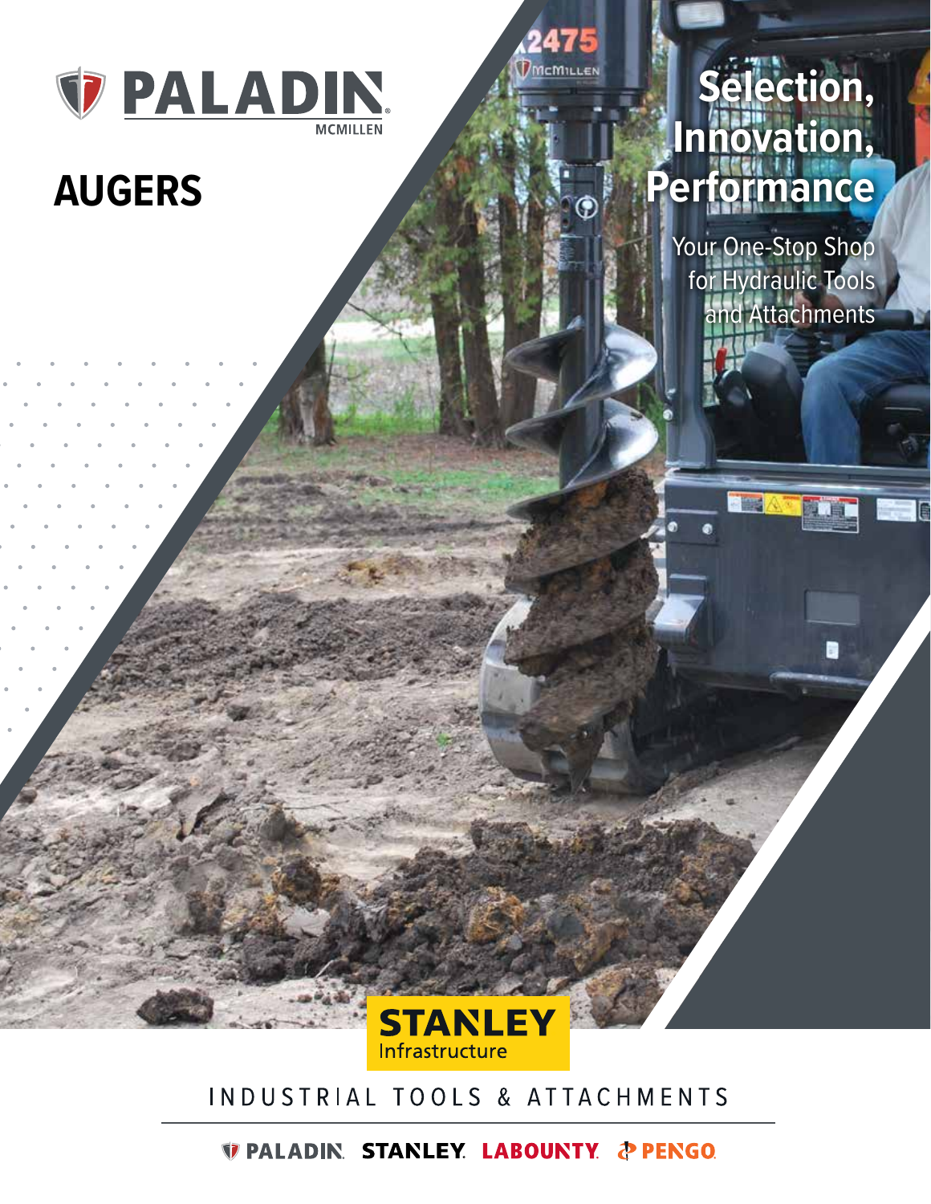PALADIN
MCMILLEN

# AUGERS

## Selection, Innovation, Performance

Your One-Stop Shop for Hydraulic Tools and Attachments

STANLEY Infrastructure

INDUSTRIAL TOOLS & ATTACHMENTS

PALADIN STANLEY LABOUNTY PENGO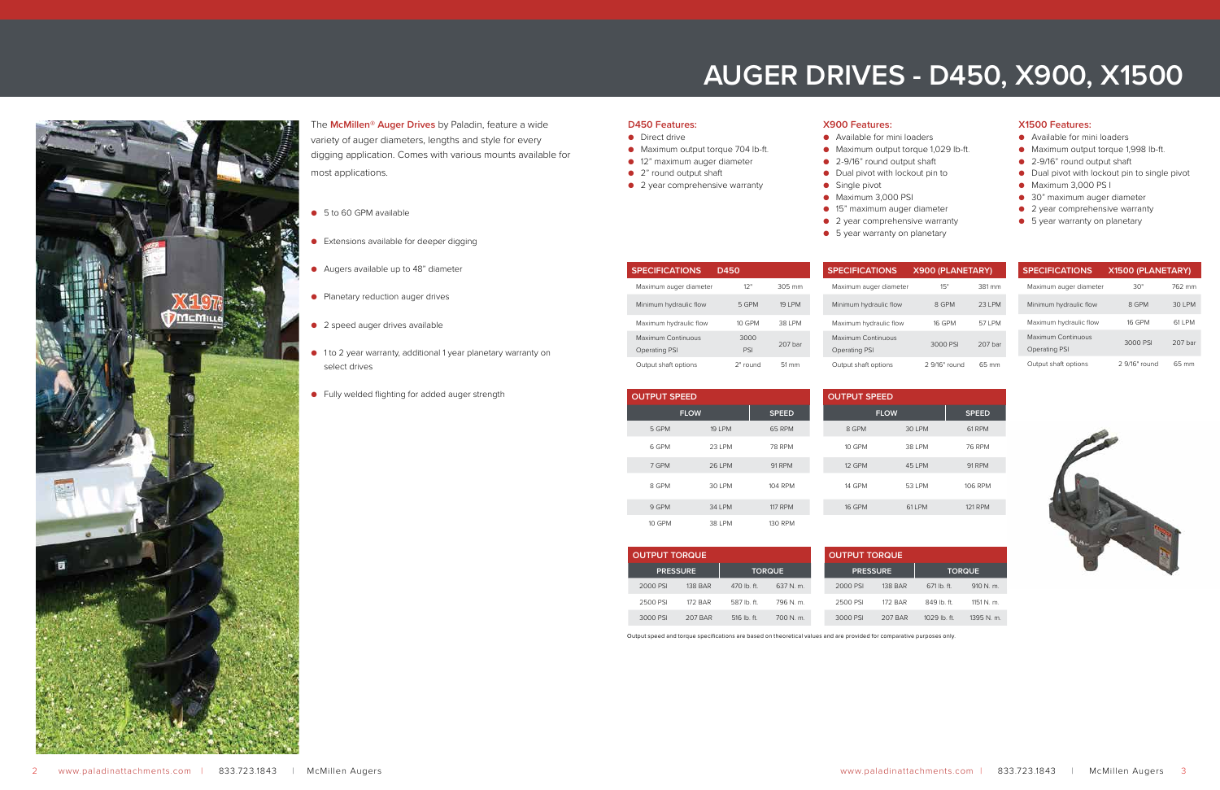# AUGER DRIVES - D450, X900, X1500

The **McMillen® Auger Drives** by Paladin, feature a wide variety of auger diameters, lengths and style for every digging application. Comes with various mounts available for most applications.

- 5 to 60 GPM available
- Extensions available for deeper digging
- Augers available up to 48" diameter
- Planetary reduction auger drives
- 2 speed auger drives available
- 1 to 2 year warranty, additional 1 year planetary warranty on select drives
- Fully welded flighting for added auger strength

### D450 Features:

- Direct drive
- Maximum output torque 704 lb-ft.
- 12" maximum auger diameter
- 2" round output shaft
- 2 year comprehensive warranty

| SPECIFICATIONS | D450 | |
|---|---|---|
| Maximum auger diameter | 12" | 305 mm |
| Minimum hydraulic flow | 5 GPM | 19 LPM |
| Maximum hydraulic flow | 10 GPM | 38 LPM |
| Maximum Continuous Operating PSI | 3000 PSI | 207 bar |
| Output shaft options | 2" round | 51 mm |

| OUTPUT SPEED | | |
|---|---|---|
| FLOW | | SPEED |
| 5 GPM | 19 LPM | 65 RPM |
| 6 GPM | 23 LPM | 78 RPM |
| 7 GPM | 26 LPM | 91 RPM |
| 8 GPM | 30 LPM | 104 RPM |
| 9 GPM | 34 LPM | 117 RPM |
| 10 GPM | 38 LPM | 130 RPM |

| OUTPUT TORQUE | | | |
|---|---|---|---|
| PRESSURE | | TORQUE | |
| 2000 PSI | 138 BAR | 470 lb. ft. | 637 N. m. |
| 2500 PSI | 172 BAR | 587 lb. ft. | 796 N. m. |
| 3000 PSI | 207 BAR | 516 lb. ft. | 700 N. m. |

### X900 Features:

- Available for mini loaders
- Maximum output torque 1,029 lb-ft.
- 2-9/16" round output shaft
- Dual pivot with lockout pin to
- Single pivot
- Maximum 3,000 PSI
- 15" maximum auger diameter
- 2 year comprehensive warranty
- 5 year warranty on planetary

| SPECIFICATIONS | X900 (PLANETARY) | |
|---|---|---|
| Maximum auger diameter | 15" | 381 mm |
| Minimum hydraulic flow | 8 GPM | 23 LPM |
| Maximum hydraulic flow | 16 GPM | 57 LPM |
| Maximum Continuous Operating PSI | 3000 PSI | 207 bar |
| Output shaft options | 2 9/16" round | 65 mm |

| OUTPUT SPEED | | |
|---|---|---|
| FLOW | | SPEED |
| 8 GPM | 30 LPM | 61 RPM |
| 10 GPM | 38 LPM | 76 RPM |
| 12 GPM | 45 LPM | 91 RPM |
| 14 GPM | 53 LPM | 106 RPM |
| 16 GPM | 61 LPM | 121 RPM |

| OUTPUT TORQUE | | | |
|---|---|---|---|
| PRESSURE | | TORQUE | |
| 2000 PSI | 138 BAR | 671 lb. ft. | 910 N. m. |
| 2500 PSI | 172 BAR | 849 lb. ft. | 1151 N. m. |
| 3000 PSI | 207 BAR | 1029 lb. ft. | 1395 N. m. |

### X1500 Features:

- Available for mini loaders
- Maximum output torque 1,998 lb-ft.
- 2-9/16" round output shaft
- Dual pivot with lockout pin to single pivot
- Maximum 3,000 PS I
- 30" maximum auger diameter
- 2 year comprehensive warranty
- 5 year warranty on planetary

| SPECIFICATIONS | X1500 (PLANETARY) | |
|---|---|---|
| Maximum auger diameter | 30" | 762 mm |
| Minimum hydraulic flow | 8 GPM | 30 LPM |
| Maximum hydraulic flow | 16 GPM | 61 LPM |
| Maximum Continuous Operating PSI | 3000 PSI | 207 bar |
| Output shaft options | 2 9/16" round | 65 mm |

Output speed and torque specifications are based on theoretical values and are provided for comparative purposes only.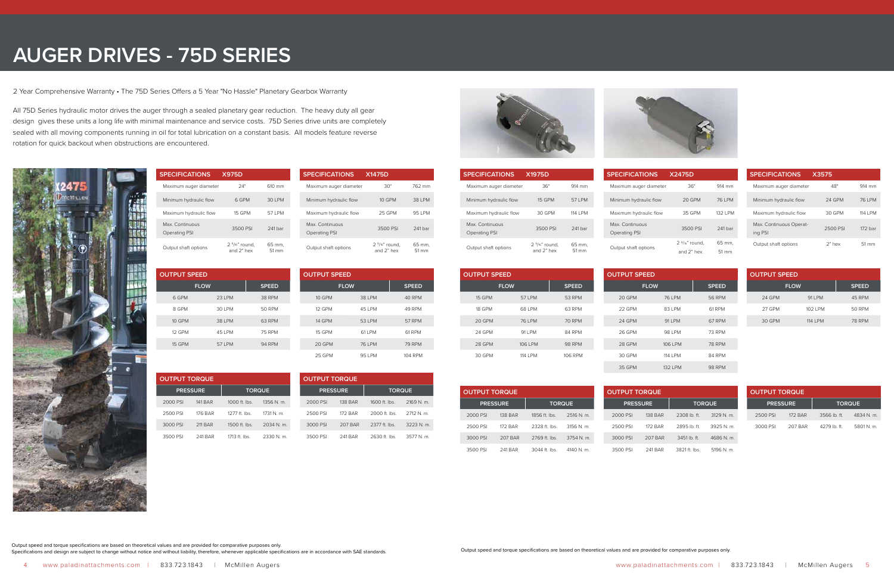# AUGER DRIVES - 75D SERIES

2 Year Comprehensive Warranty • The 75D Series Offers a 5 Year "No Hassle" Planetary Gearbox Warranty

All 75D Series hydraulic motor drives the auger through a sealed planetary gear reduction. The heavy duty all gear design gives these units a long life with minimal maintenance and service costs. 75D Series drive units are completely sealed with all moving components running in oil for total lubrication on a constant basis. All models feature reverse rotation for quick backout when obstructions are encountered.

## X975D

| SPECIFICATIONS | X975D | |
|---|---|---|
| Maximum auger diameter | 24" | 610 mm |
| Minimum hydraulic flow | 6 GPM | 30 LPM |
| Maximum hydraulic flow | 15 GPM | 57 LPM |
| Max. Continuous Operating PSI | 3500 PSI | 241 bar |
| Output shaft options | 2 ⁹⁄₁₆" round, and 2" hex | 65 mm, 51 mm |

| OUTPUT SPEED | | |
|---|---|---|
| FLOW | | SPEED |
| 6 GPM | 23 LPM | 38 RPM |
| 8 GPM | 30 LPM | 50 RPM |
| 10 GPM | 38 LPM | 63 RPM |
| 12 GPM | 45 LPM | 75 RPM |
| 15 GPM | 57 LPM | 94 RPM |

| OUTPUT TORQUE | | | |
|---|---|---|---|
| PRESSURE | | TORQUE | |
| 2000 PSI | 141 BAR | 1000 ft. lbs. | 1356 N. m. |
| 2500 PSI | 176 BAR | 1277 ft. lbs. | 1731 N. m. |
| 3000 PSI | 211 BAR | 1500 ft. lbs. | 2034 N. m. |
| 3500 PSI | 241 BAR | 1713 ft. lbs. | 2330 N. m. |

## X1475D

| SPECIFICATIONS | X1475D | |
|---|---|---|
| Maximum auger diameter | 30" | 762 mm |
| Minimum hydraulic flow | 10 GPM | 38 LPM |
| Maximum hydraulic flow | 25 GPM | 95 LPM |
| Max. Continuous Operating PSI | 3500 PSI | 241 bar |
| Output shaft options | 2 ⁹⁄₁₆" round, and 2" hex | 65 mm, 51 mm |

| OUTPUT SPEED | | |
|---|---|---|
| FLOW | | SPEED |
| 10 GPM | 38 LPM | 40 RPM |
| 12 GPM | 45 LPM | 49 RPM |
| 14 GPM | 53 LPM | 57 RPM |
| 15 GPM | 61 LPM | 61 RPM |
| 20 GPM | 76 LPM | 79 RPM |
| 25 GPM | 95 LPM | 104 RPM |

| OUTPUT TORQUE | | | |
|---|---|---|---|
| PRESSURE | | TORQUE | |
| 2000 PSI | 138 BAR | 1600 ft. lbs. | 2169 N. m. |
| 2500 PSI | 172 BAR | 2000 ft. lbs. | 2712 N. m. |
| 3000 PSI | 207 BAR | 2377 ft. lbs. | 3223 N. m. |
| 3500 PSI | 241 BAR | 2630 ft. lbs. | 3577 N. m. |

## X1975D

| SPECIFICATIONS | X1975D | |
|---|---|---|
| Maximum auger diameter | 36" | 914 mm |
| Minimum hydraulic flow | 15 GPM | 57 LPM |
| Maximum hydraulic flow | 30 GPM | 114 LPM |
| Max. Continuous Operating PSI | 3500 PSI | 241 bar |
| Output shaft options | 2 ⁹⁄₁₆" round, and 2" hex | 65 mm, 51 mm |

| OUTPUT SPEED | | |
|---|---|---|
| FLOW | | SPEED |
| 15 GPM | 57 LPM | 53 RPM |
| 18 GPM | 68 LPM | 63 RPM |
| 20 GPM | 76 LPM | 70 RPM |
| 24 GPM | 91 LPM | 84 RPM |
| 28 GPM | 106 LPM | 98 RPM |
| 30 GPM | 114 LPM | 106 RPM |

| OUTPUT TORQUE | | | |
|---|---|---|---|
| PRESSURE | | TORQUE | |
| 2000 PSI | 138 BAR | 1856 ft. lbs. | 2516 N. m. |
| 2500 PSI | 172 BAR | 2328 ft. lbs. | 3156 N. m. |
| 3000 PSI | 207 BAR | 2769 ft. lbs. | 3754 N. m. |
| 3500 PSI | 241 BAR | 3044 ft. lbs. | 4140 N. m. |

## X2475D

| SPECIFICATIONS | X2475D | |
|---|---|---|
| Maximum auger diameter | 36" | 914 mm |
| Minimum hydraulic flow | 20 GPM | 76 LPM |
| Maximum hydraulic flow | 35 GPM | 132 LPM |
| Max. Continuous Operating PSI | 3500 PSI | 241 bar |
| Output shaft options | 2 ⁹⁄₁₆" round, and 2" hex | 65 mm, 51 mm |

| OUTPUT SPEED | | |
|---|---|---|
| FLOW | | SPEED |
| 20 GPM | 76 LPM | 56 RPM |
| 22 GPM | 83 LPM | 61 RPM |
| 24 GPM | 91 LPM | 67 RPM |
| 26 GPM | 98 LPM | 73 RPM |
| 28 GPM | 106 LPM | 78 RPM |
| 30 GPM | 114 LPM | 84 RPM |
| 35 GPM | 132 LPM | 98 RPM |

| OUTPUT TORQUE | | | |
|---|---|---|---|
| PRESSURE | | TORQUE | |
| 2000 PSI | 138 BAR | 2308 lb. ft. | 3129 N. m. |
| 2500 PSI | 172 BAR | 2895 lb. ft. | 3925 N. m. |
| 3000 PSI | 207 BAR | 3451 lb. ft. | 4686 N. m. |
| 3500 PSI | 241 BAR | 3821 ft. lbs. | 5196 N. m. |

## X3575

| SPECIFICATIONS | X3575 | |
|---|---|---|
| Maximum auger diameter | 48" | 914 mm |
| Minimum hydraulic flow | 24 GPM | 76 LPM |
| Maximum hydraulic flow | 30 GPM | 114 LPM |
| Max. Continuous Operating PSI | 2500 PSI | 172 bar |
| Output shaft options | 2" hex | 51 mm |

| OUTPUT SPEED | | |
|---|---|---|
| FLOW | | SPEED |
| 24 GPM | 91 LPM | 45 RPM |
| 27 GPM | 102 LPM | 50 RPM |
| 30 GPM | 114 LPM | 78 RPM |

| OUTPUT TORQUE | | | |
|---|---|---|---|
| PRESSURE | | TORQUE | |
| 2500 PSI | 172 BAR | 3566 lb. ft. | 4834 N. m. |
| 3000 PSI | 207 BAR | 4279 lb. ft. | 5801 N. m. |

Output speed and torque specifications are based on theoretical values and are provided for comparative purposes only.
Specifications and design are subject to change without notice and without liability, therefore, whenever applicable specifications are in accordance with SAE standards.

Output speed and torque specifications are based on theoretical values and are provided for comparative purposes only.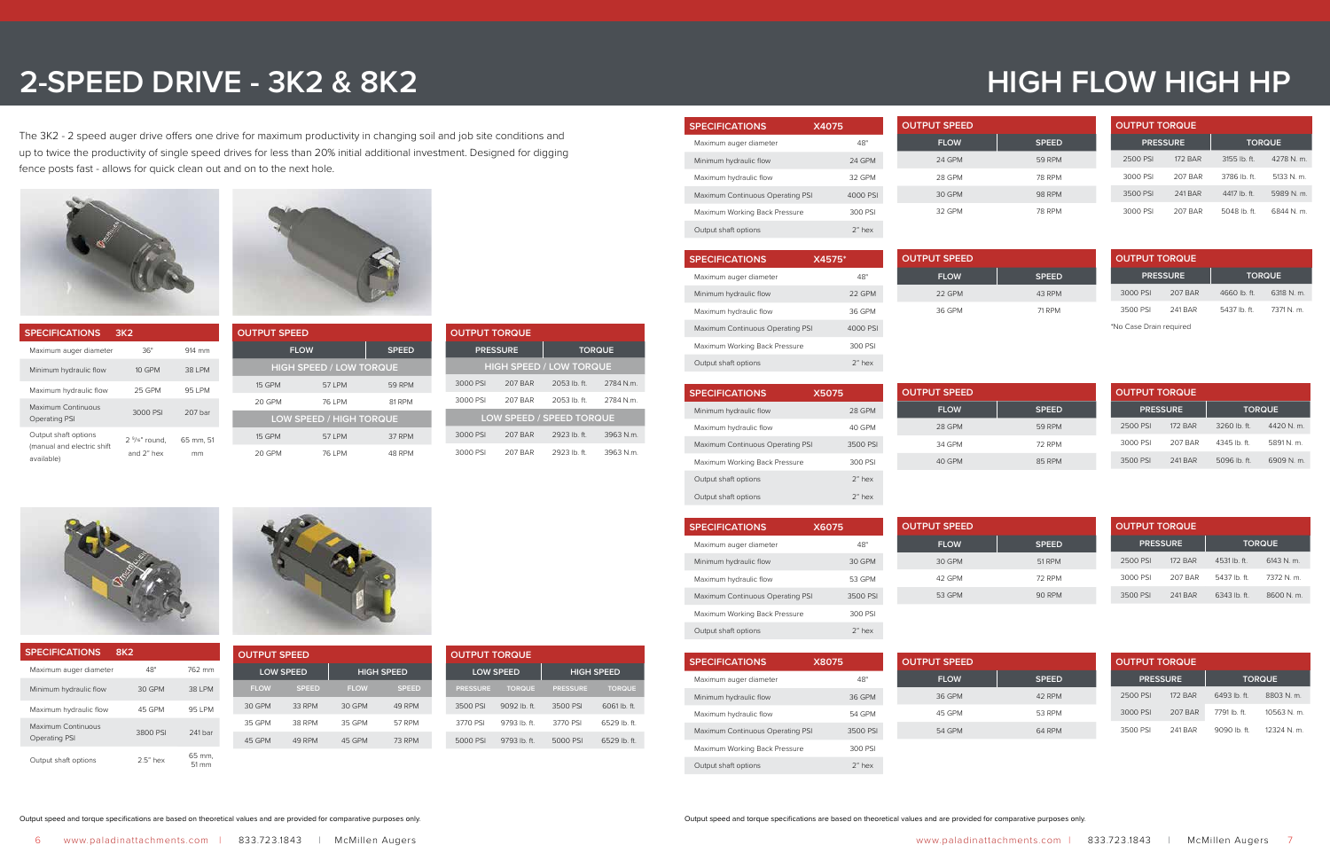# 2-SPEED DRIVE - 3K2 & 8K2

The 3K2 - 2 speed auger drive offers one drive for maximum productivity in changing soil and job site conditions and up to twice the productivity of single speed drives for less than 20% initial additional investment. Designed for digging fence posts fast - allows for quick clean out and on to the next hole.

| SPECIFICATIONS | 3K2 | |
|---|---|---|
| Maximum auger diameter | 36" | 914 mm |
| Minimum hydraulic flow | 10 GPM | 38 LPM |
| Maximum hydraulic flow | 25 GPM | 95 LPM |
| Maximum Continuous Operating PSI | 3000 PSI | 207 bar |
| Output shaft options (manual and electric shift available) | 2 ⁹⁄₁₆" round, and 2" hex | 65 mm, 51 mm |

| OUTPUT SPEED | | |
|---|---|---|
| FLOW | | SPEED |
| HIGH SPEED / LOW TORQUE | | |
| 15 GPM | 57 LPM | 59 RPM |
| 20 GPM | 76 LPM | 81 RPM |
| LOW SPEED / HIGH TORQUE | | |
| 15 GPM | 57 LPM | 37 RPM |
| 20 GPM | 76 LPM | 48 RPM |

| OUTPUT TORQUE | | | |
|---|---|---|---|
| PRESSURE | | TORQUE | |
| HIGH SPEED / LOW TORQUE | | | |
| 3000 PSI | 207 BAR | 2053 lb. ft. | 2784 N.m. |
| 3000 PSI | 207 BAR | 2053 lb. ft. | 2784 N.m. |
| LOW SPEED / SPEED TORQUE | | | |
| 3000 PSI | 207 BAR | 2923 lb. ft. | 3963 N.m. |
| 3000 PSI | 207 BAR | 2923 lb. ft. | 3963 N.m. |

| SPECIFICATIONS | 8K2 | |
|---|---|---|
| Maximum auger diameter | 48" | 762 mm |
| Minimum hydraulic flow | 30 GPM | 38 LPM |
| Maximum hydraulic flow | 45 GPM | 95 LPM |
| Maximum Continuous Operating PSI | 3800 PSI | 241 bar |
| Output shaft options | 2.5" hex | 65 mm, 51 mm |

| OUTPUT SPEED | | | |
|---|---|---|---|
| LOW SPEED | | HIGH SPEED | |
| FLOW | SPEED | FLOW | SPEED |
| 30 GPM | 33 RPM | 30 GPM | 49 RPM |
| 35 GPM | 38 RPM | 35 GPM | 57 RPM |
| 45 GPM | 49 RPM | 45 GPM | 73 RPM |

| OUTPUT TORQUE | | | |
|---|---|---|---|
| LOW SPEED | | HIGH SPEED | |
| PRESSURE | TORQUE | PRESSURE | TORQUE |
| 3500 PSI | 9092 lb. ft. | 3500 PSI | 6061 lb. ft. |
| 3770 PSI | 9793 lb. ft. | 3770 PSI | 6529 lb. ft. |
| 5000 PSI | 9793 lb. ft. | 5000 PSI | 6529 lb. ft. |

Output speed and torque specifications are based on theoretical values and are provided for comparative purposes only.

# HIGH FLOW HIGH HP

| SPECIFICATIONS | X4075 |
|---|---|
| Maximum auger diameter | 48" |
| Minimum hydraulic flow | 24 GPM |
| Maximum hydraulic flow | 32 GPM |
| Maximum Continuous Operating PSI | 4000 PSI |
| Maximum Working Back Pressure | 300 PSI |
| Output shaft options | 2" hex |

| OUTPUT SPEED | |
|---|---|
| FLOW | SPEED |
| 24 GPM | 59 RPM |
| 28 GPM | 78 RPM |
| 30 GPM | 98 RPM |
| 32 GPM | 78 RPM |

| OUTPUT TORQUE | | | |
|---|---|---|---|
| PRESSURE | | TORQUE | |
| 2500 PSI | 172 BAR | 3155 lb. ft. | 4278 N. m. |
| 3000 PSI | 207 BAR | 3786 lb. ft. | 5133 N. m. |
| 3500 PSI | 241 BAR | 4417 lb. ft. | 5989 N. m. |
| 3000 PSI | 207 BAR | 5048 lb. ft. | 6844 N. m. |

| SPECIFICATIONS | X4575* |
|---|---|
| Maximum auger diameter | 48" |
| Minimum hydraulic flow | 22 GPM |
| Maximum hydraulic flow | 36 GPM |
| Maximum Continuous Operating PSI | 4000 PSI |
| Maximum Working Back Pressure | 300 PSI |
| Output shaft options | 2" hex |

| OUTPUT SPEED | |
|---|---|
| FLOW | SPEED |
| 22 GPM | 43 RPM |
| 36 GPM | 71 RPM |

| OUTPUT TORQUE | | | |
|---|---|---|---|
| PRESSURE | | TORQUE | |
| 3000 PSI | 207 BAR | 4660 lb. ft. | 6318 N. m. |
| 3500 PSI | 241 BAR | 5437 lb. ft. | 7371 N. m. |

*No Case Drain required

| SPECIFICATIONS | X5075 |
|---|---|
| Minimum hydraulic flow | 28 GPM |
| Maximum hydraulic flow | 40 GPM |
| Maximum Continuous Operating PSI | 3500 PSI |
| Maximum Working Back Pressure | 300 PSI |
| Output shaft options | 2" hex |
| Output shaft options | 2" hex |

| OUTPUT SPEED | |
|---|---|
| FLOW | SPEED |
| 28 GPM | 59 RPM |
| 34 GPM | 72 RPM |
| 40 GPM | 85 RPM |

| OUTPUT TORQUE | | | |
|---|---|---|---|
| PRESSURE | | TORQUE | |
| 2500 PSI | 172 BAR | 3260 lb. ft. | 4420 N. m. |
| 3000 PSI | 207 BAR | 4345 lb. ft. | 5891 N. m. |
| 3500 PSI | 241 BAR | 5096 lb. ft. | 6909 N. m. |

| SPECIFICATIONS | X6075 |
|---|---|
| Maximum auger diameter | 48" |
| Minimum hydraulic flow | 30 GPM |
| Maximum hydraulic flow | 53 GPM |
| Maximum Continuous Operating PSI | 3500 PSI |
| Maximum Working Back Pressure | 300 PSI |
| Output shaft options | 2" hex |

| OUTPUT SPEED | |
|---|---|
| FLOW | SPEED |
| 30 GPM | 51 RPM |
| 42 GPM | 72 RPM |
| 53 GPM | 90 RPM |

| OUTPUT TORQUE | | | |
|---|---|---|---|
| PRESSURE | | TORQUE | |
| 2500 PSI | 172 BAR | 4531 lb. ft. | 6143 N. m. |
| 3000 PSI | 207 BAR | 5437 lb. ft. | 7372 N. m. |
| 3500 PSI | 241 BAR | 6343 lb. ft. | 8600 N. m. |

| SPECIFICATIONS | X8075 |
|---|---|
| Maximum auger diameter | 48" |
| Minimum hydraulic flow | 36 GPM |
| Maximum hydraulic flow | 54 GPM |
| Maximum Continuous Operating PSI | 3500 PSI |
| Maximum Working Back Pressure | 300 PSI |
| Output shaft options | 2" hex |

| OUTPUT SPEED | |
|---|---|
| FLOW | SPEED |
| 36 GPM | 42 RPM |
| 45 GPM | 53 RPM |
| 54 GPM | 64 RPM |

| OUTPUT TORQUE | | | |
|---|---|---|---|
| PRESSURE | | TORQUE | |
| 2500 PSI | 172 BAR | 6493 lb. ft. | 8803 N. m. |
| 3000 PSI | 207 BAR | 7791 lb. ft. | 10563 N. m. |
| 3500 PSI | 241 BAR | 9090 lb. ft. | 12324 N. m. |

Output speed and torque specifications are based on theoretical values and are provided for comparative purposes only.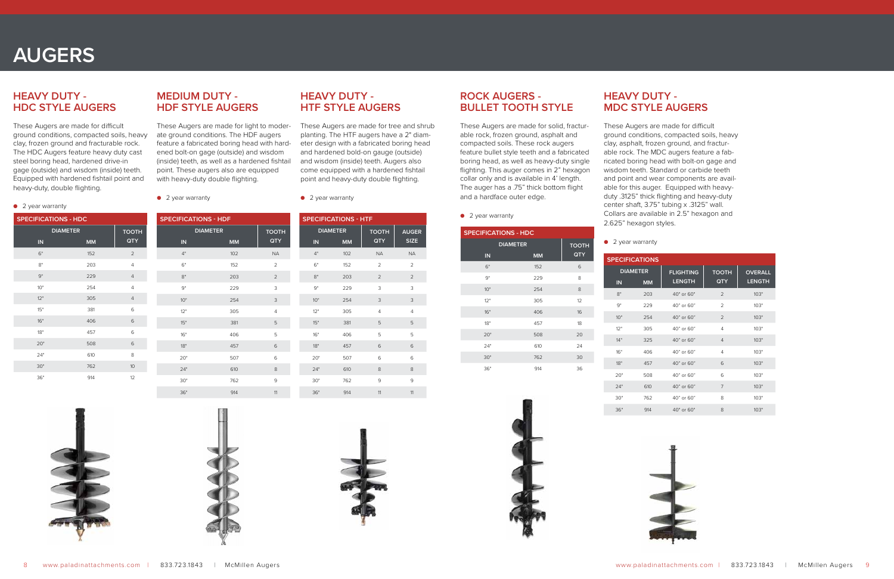# AUGERS

## HEAVY DUTY - HDC STYLE AUGERS

These Augers are made for difficult ground conditions, compacted soils, heavy clay, frozen ground and fracturable rock. The HDC Augers feature heavy duty cast steel boring head, hardened drive-in gage (outside) and wisdom (inside) teeth. Equipped with hardened fishtail point and heavy-duty, double flighting.

- 2 year warranty

| SPECIFICATIONS - HDC | | |
|---|---|---|
| DIAMETER | | TOOTH |
| IN | MM | QTY |
| 6" | 152 | 2 |
| 8" | 203 | 4 |
| 9" | 229 | 4 |
| 10" | 254 | 4 |
| 12" | 305 | 4 |
| 15" | 381 | 6 |
| 16" | 406 | 6 |
| 18" | 457 | 6 |
| 20" | 508 | 6 |
| 24" | 610 | 8 |
| 30" | 762 | 10 |
| 36" | 914 | 12 |

## MEDIUM DUTY - HDF STYLE AUGERS

These Augers are made for light to moderate ground conditions. The HDF augers feature a fabricated boring head with hardened bolt-on gage (outside) and wisdom (inside) teeth, as well as a hardened fishtail point. These augers also are equipped with heavy-duty double flighting.

- 2 year warranty

| SPECIFICATIONS - HDF | | |
|---|---|---|
| DIAMETER | | TOOTH |
| IN | MM | QTY |
| 4" | 102 | NA |
| 6" | 152 | 2 |
| 8" | 203 | 2 |
| 9" | 229 | 3 |
| 10" | 254 | 3 |
| 12" | 305 | 4 |
| 15" | 381 | 5 |
| 16" | 406 | 5 |
| 18" | 457 | 6 |
| 20" | 507 | 6 |
| 24" | 610 | 8 |
| 30" | 762 | 9 |
| 36" | 914 | 11 |

## HEAVY DUTY - HTF STYLE AUGERS

These Augers are made for tree and shrub planting. The HTF augers have a 2" diameter design with a fabricated boring head and hardened bold-on gauge (outside) and wisdom (inside) teeth. Augers also come equipped with a hardened fishtail point and heavy-duty double flighting.

- 2 year warranty

| SPECIFICATIONS - HTF | | | |
|---|---|---|---|
| DIAMETER | | TOOTH | AUGER |
| IN | MM | QTY | SIZE |
| 4" | 102 | NA | NA |
| 6" | 152 | 2 | 2 |
| 8" | 203 | 2 | 2 |
| 9" | 229 | 3 | 3 |
| 10" | 254 | 3 | 3 |
| 12" | 305 | 4 | 4 |
| 15" | 381 | 5 | 5 |
| 16" | 406 | 5 | 5 |
| 18" | 457 | 6 | 6 |
| 20" | 507 | 6 | 6 |
| 24" | 610 | 8 | 8 |
| 30" | 762 | 9 | 9 |
| 36" | 914 | 11 | 11 |

## ROCK AUGERS - BULLET TOOTH STYLE

These Augers are made for solid, fracturable rock, frozen ground, asphalt and compacted soils. These rock augers feature bullet style teeth and a fabricated boring head, as well as heavy-duty single flighting. This auger comes in 2" hexagon collar only and is available in 4' length. The auger has a .75" thick bottom flight and a hardface outer edge.

- 2 year warranty

| SPECIFICATIONS - HDC | | |
|---|---|---|
| DIAMETER | | TOOTH |
| IN | MM | QTY |
| 6" | 152 | 6 |
| 9" | 229 | 8 |
| 10" | 254 | 8 |
| 12" | 305 | 12 |
| 16" | 406 | 16 |
| 18" | 457 | 18 |
| 20" | 508 | 20 |
| 24" | 610 | 24 |
| 30" | 762 | 30 |
| 36" | 914 | 36 |

## HEAVY DUTY - MDC STYLE AUGERS

These Augers are made for difficult ground conditions, compacted soils, heavy clay, asphalt, frozen ground, and fracturable rock. The MDC augers feature a fabricated boring head with bolt-on gage and wisdom teeth. Standard or carbide teeth and point and wear components are available for this auger. Equipped with heavy-duty .3125" thick flighting and heavy-duty center shaft, 3.75" tubing x .3125" wall. Collars are available in 2.5" hexagon and 2.625" hexagon styles.

- 2 year warranty

| SPECIFICATIONS | | | | |
|---|---|---|---|---|
| DIAMETER | | FLIGHTING | TOOTH | OVERALL |
| IN | MM | LENGTH | QTY | LENGTH |
| 8" | 203 | 40" or 60" | 2 | 103" |
| 9" | 229 | 40" or 60" | 2 | 103" |
| 10" | 254 | 40" or 60" | 2 | 103" |
| 12" | 305 | 40" or 60" | 4 | 103" |
| 14" | 325 | 40" or 60" | 4 | 103" |
| 16" | 406 | 40" or 60" | 4 | 103" |
| 18" | 457 | 40" or 60" | 6 | 103" |
| 20" | 508 | 40" or 60" | 6 | 103" |
| 24" | 610 | 40" or 60" | 7 | 103" |
| 30" | 762 | 40" or 60" | 8 | 103" |
| 36" | 914 | 40" or 60" | 8 | 103" |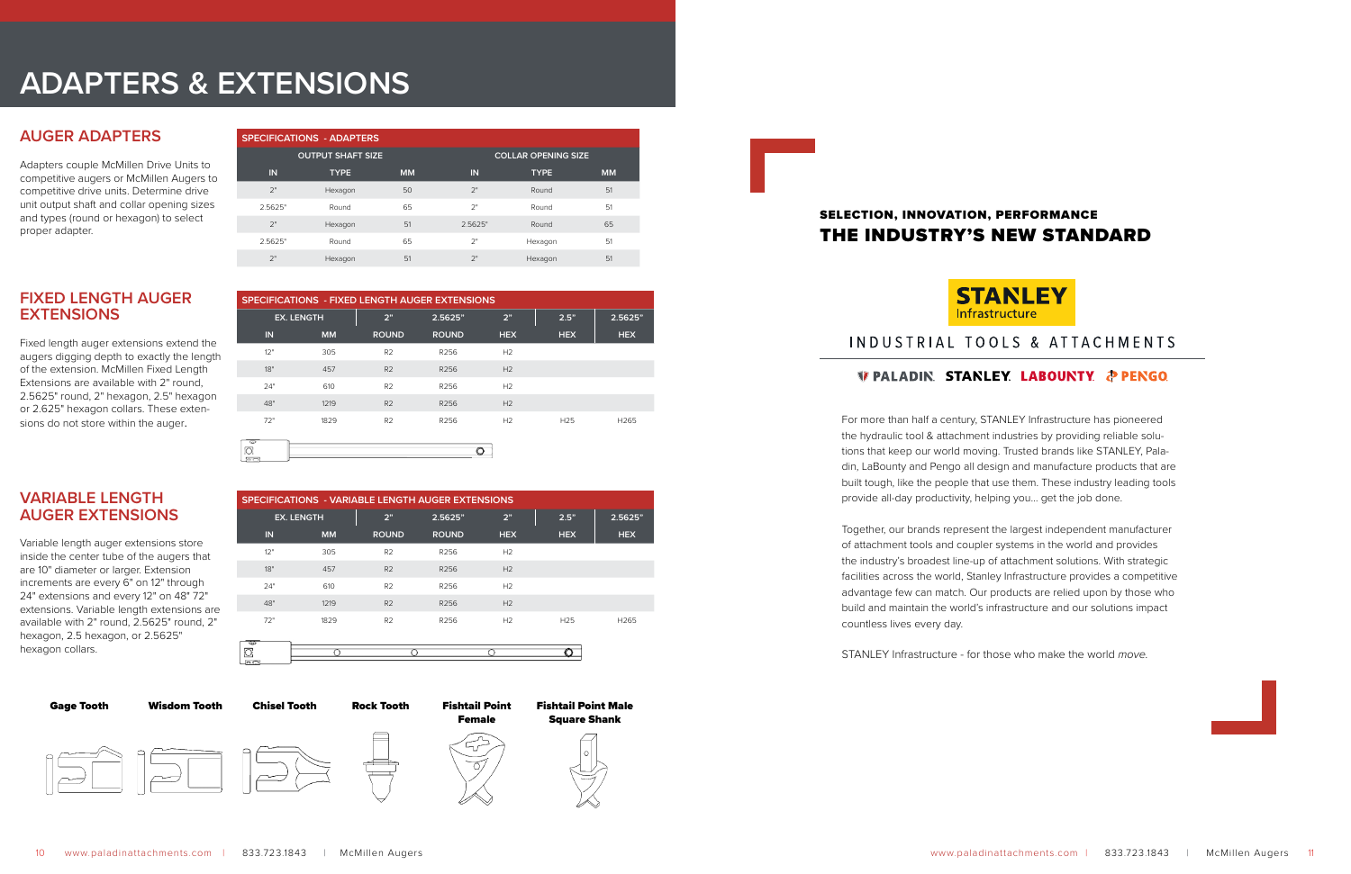# ADAPTERS & EXTENSIONS

## AUGER ADAPTERS

Adapters couple McMillen Drive Units to competitive augers or McMillen Augers to competitive drive units. Determine drive unit output shaft and collar opening sizes and types (round or hexagon) to select proper adapter.

| SPECIFICATIONS - ADAPTERS | | | | | |
|---|---|---|---|---|---|
| OUTPUT SHAFT SIZE | | | COLLAR OPENING SIZE | | |
| IN | TYPE | MM | IN | TYPE | MM |
| 2" | Hexagon | 50 | 2" | Round | 51 |
| 2.5625" | Round | 65 | 2" | Round | 51 |
| 2" | Hexagon | 51 | 2.5625" | Round | 65 |
| 2.5625" | Round | 65 | 2" | Hexagon | 51 |
| 2" | Hexagon | 51 | 2" | Hexagon | 51 |

## FIXED LENGTH AUGER EXTENSIONS

Fixed length auger extensions extend the augers digging depth to exactly the length of the extension. McMillen Fixed Length Extensions are available with 2" round, 2.5625" round, 2" hexagon, 2.5" hexagon or 2.625" hexagon collars. These extensions do not store within the auger.

| SPECIFICATIONS - FIXED LENGTH AUGER EXTENSIONS | | | | | | |
|---|---|---|---|---|---|---|
| EX. LENGTH | | 2" | 2.5625" | 2" | 2.5" | 2.5625" |
| IN | MM | ROUND | ROUND | HEX | HEX | HEX |
| 12" | 305 | R2 | R256 | H2 | | |
| 18" | 457 | R2 | R256 | H2 | | |
| 24" | 610 | R2 | R256 | H2 | | |
| 48" | 1219 | R2 | R256 | H2 | | |
| 72" | 1829 | R2 | R256 | H2 | H25 | H265 |

## VARIABLE LENGTH AUGER EXTENSIONS

Variable length auger extensions store inside the center tube of the augers that are 10" diameter or larger. Extension increments are every 6" on 12" through 24" extensions and every 12" on 48" 72" extensions. Variable length extensions are available with 2" round, 2.5625" round, 2" hexagon, 2.5 hexagon, or 2.5625" hexagon collars.

| SPECIFICATIONS - VARIABLE LENGTH AUGER EXTENSIONS | | | | | | |
|---|---|---|---|---|---|---|
| EX. LENGTH | | 2" | 2.5625" | 2" | 2.5" | 2.5625" |
| IN | MM | ROUND | ROUND | HEX | HEX | HEX |
| 12" | 305 | R2 | R256 | H2 | | |
| 18" | 457 | R2 | R256 | H2 | | |
| 24" | 610 | R2 | R256 | H2 | | |
| 48" | 1219 | R2 | R256 | H2 | | |
| 72" | 1829 | R2 | R256 | H2 | H25 | H265 |

**Gage Tooth** | **Wisdom Tooth** | **Chisel Tooth** | **Rock Tooth** | **Fishtail Point Female** | **Fishtail Point Male Square Shank**

### SELECTION, INNOVATION, PERFORMANCE
## THE INDUSTRY'S NEW STANDARD

STANLEY Infrastructure

INDUSTRIAL TOOLS & ATTACHMENTS

PALADIN. STANLEY. LABOUNTY. PENGO.

For more than half a century, STANLEY Infrastructure has pioneered the hydraulic tool & attachment industries by providing reliable solutions that keep our world moving. Trusted brands like STANLEY, Paladin, LaBounty and Pengo all design and manufacture products that are built tough, like the people that use them. These industry leading tools provide all-day productivity, helping you... get the job done.

Together, our brands represent the largest independent manufacturer of attachment tools and coupler systems in the world and provides the industry's broadest line-up of attachment solutions. With strategic facilities across the world, Stanley Infrastructure provides a competitive advantage few can match. Our products are relied upon by those who build and maintain the world's infrastructure and our solutions impact countless lives every day.

STANLEY Infrastructure - for those who make the world *move*.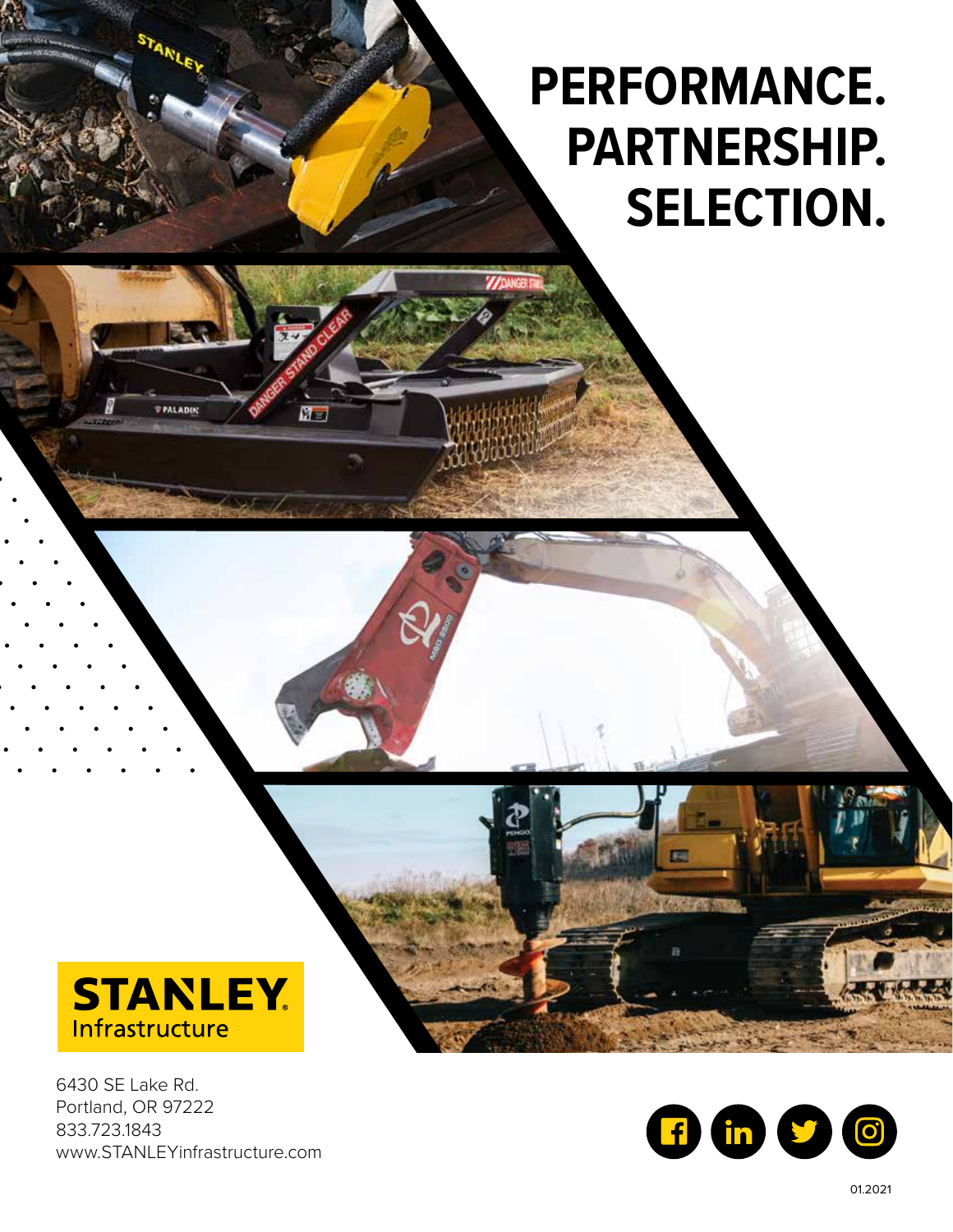# PERFORMANCE. PARTNERSHIP. SELECTION.

STANLEY. Infrastructure

6430 SE Lake Rd.
Portland, OR 97222
833.723.1843
www.STANLEYinfrastructure.com

01.2021